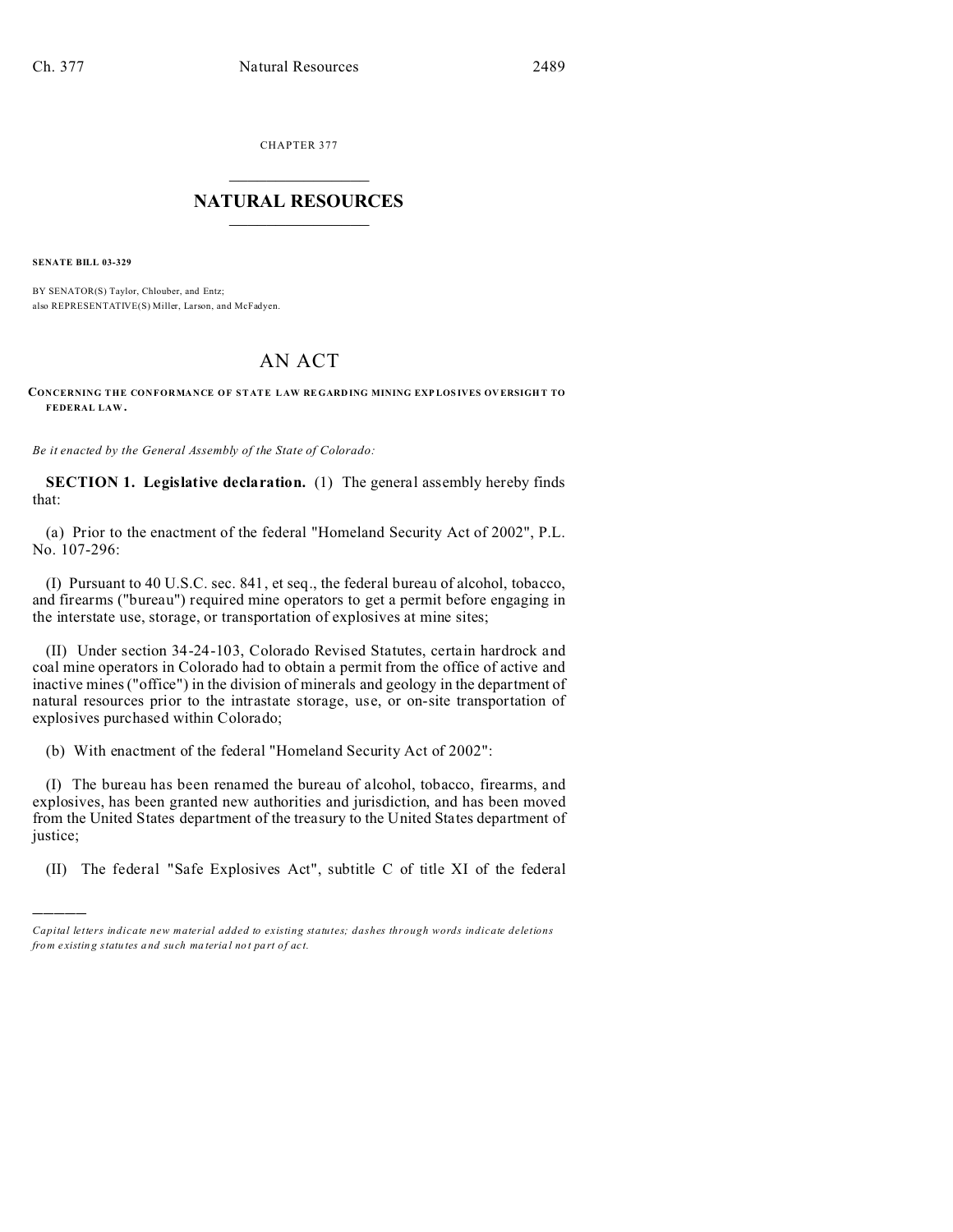CHAPTER 377

# NATURAL RESOURCES

**SENATE BILL 03-329**

BY SENATOR(S) Taylor, Chlouber, and Entz;
also REPRESENTATIVE(S) Miller, Larson, and McFadyen.

# AN ACT

**CONCERNING THE CONFORMANCE OF STATE LAW REGARDING MINING EXPLOSIVES OVERSIGHT TO FEDERAL LAW.**

*Be it enacted by the General Assembly of the State of Colorado:*

**SECTION 1. Legislative declaration.** (1) The general assembly hereby finds that:

(a) Prior to the enactment of the federal "Homeland Security Act of 2002", P.L. No. 107-296:

(I) Pursuant to 40 U.S.C. sec. 841, et seq., the federal bureau of alcohol, tobacco, and firearms ("bureau") required mine operators to get a permit before engaging in the interstate use, storage, or transportation of explosives at mine sites;

(II) Under section 34-24-103, Colorado Revised Statutes, certain hardrock and coal mine operators in Colorado had to obtain a permit from the office of active and inactive mines ("office") in the division of minerals and geology in the department of natural resources prior to the intrastate storage, use, or on-site transportation of explosives purchased within Colorado;

(b) With enactment of the federal "Homeland Security Act of 2002":

(I) The bureau has been renamed the bureau of alcohol, tobacco, firearms, and explosives, has been granted new authorities and jurisdiction, and has been moved from the United States department of the treasury to the United States department of justice;

(II) The federal "Safe Explosives Act", subtitle C of title XI of the federal

---

*Capital letters indicate new material added to existing statutes; dashes through words indicate deletions from existing statutes and such material not part of act.*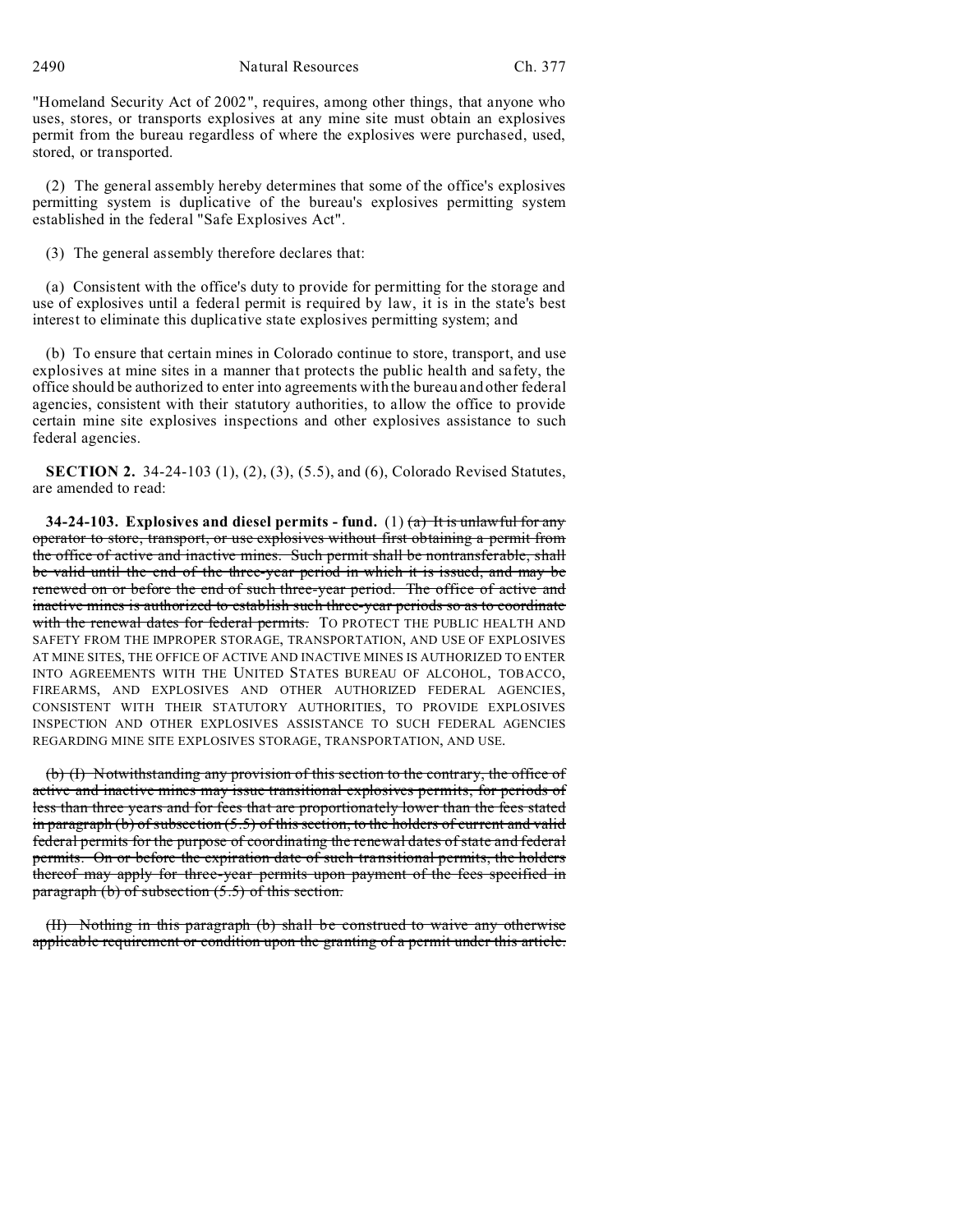"Homeland Security Act of 2002", requires, among other things, that anyone who uses, stores, or transports explosives at any mine site must obtain an explosives permit from the bureau regardless of where the explosives were purchased, used, stored, or transported.

(2) The general assembly hereby determines that some of the office's explosives permitting system is duplicative of the bureau's explosives permitting system established in the federal "Safe Explosives Act".

(3) The general assembly therefore declares that:

(a) Consistent with the office's duty to provide for permitting for the storage and use of explosives until a federal permit is required by law, it is in the state's best interest to eliminate this duplicative state explosives permitting system; and

(b) To ensure that certain mines in Colorado continue to store, transport, and use explosives at mine sites in a manner that protects the public health and safety, the office should be authorized to enter into agreements with the bureau and other federal agencies, consistent with their statutory authorities, to allow the office to provide certain mine site explosives inspections and other explosives assistance to such federal agencies.

**SECTION 2.** 34-24-103 (1), (2), (3), (5.5), and (6), Colorado Revised Statutes, are amended to read:

**34-24-103. Explosives and diesel permits - fund.** (1) ~~(a) It is unlawful for any operator to store, transport, or use explosives without first obtaining a permit from the office of active and inactive mines. Such permit shall be nontransferable, shall be valid until the end of the three-year period in which it is issued, and may be renewed on or before the end of such three-year period. The office of active and inactive mines is authorized to establish such three-year periods so as to coordinate with the renewal dates for federal permits.~~ TO PROTECT THE PUBLIC HEALTH AND SAFETY FROM THE IMPROPER STORAGE, TRANSPORTATION, AND USE OF EXPLOSIVES AT MINE SITES, THE OFFICE OF ACTIVE AND INACTIVE MINES IS AUTHORIZED TO ENTER INTO AGREEMENTS WITH THE UNITED STATES BUREAU OF ALCOHOL, TOBACCO, FIREARMS, AND EXPLOSIVES AND OTHER AUTHORIZED FEDERAL AGENCIES, CONSISTENT WITH THEIR STATUTORY AUTHORITIES, TO PROVIDE EXPLOSIVES INSPECTION AND OTHER EXPLOSIVES ASSISTANCE TO SUCH FEDERAL AGENCIES REGARDING MINE SITE EXPLOSIVES STORAGE, TRANSPORTATION, AND USE.

~~(b) (I) Notwithstanding any provision of this section to the contrary, the office of active and inactive mines may issue transitional explosives permits, for periods of less than three years and for fees that are proportionately lower than the fees stated in paragraph (b) of subsection (5.5) of this section, to the holders of current and valid federal permits for the purpose of coordinating the renewal dates of state and federal permits. On or before the expiration date of such transitional permits, the holders thereof may apply for three-year permits upon payment of the fees specified in paragraph (b) of subsection (5.5) of this section.~~

~~(II) Nothing in this paragraph (b) shall be construed to waive any otherwise applicable requirement or condition upon the granting of a permit under this article.~~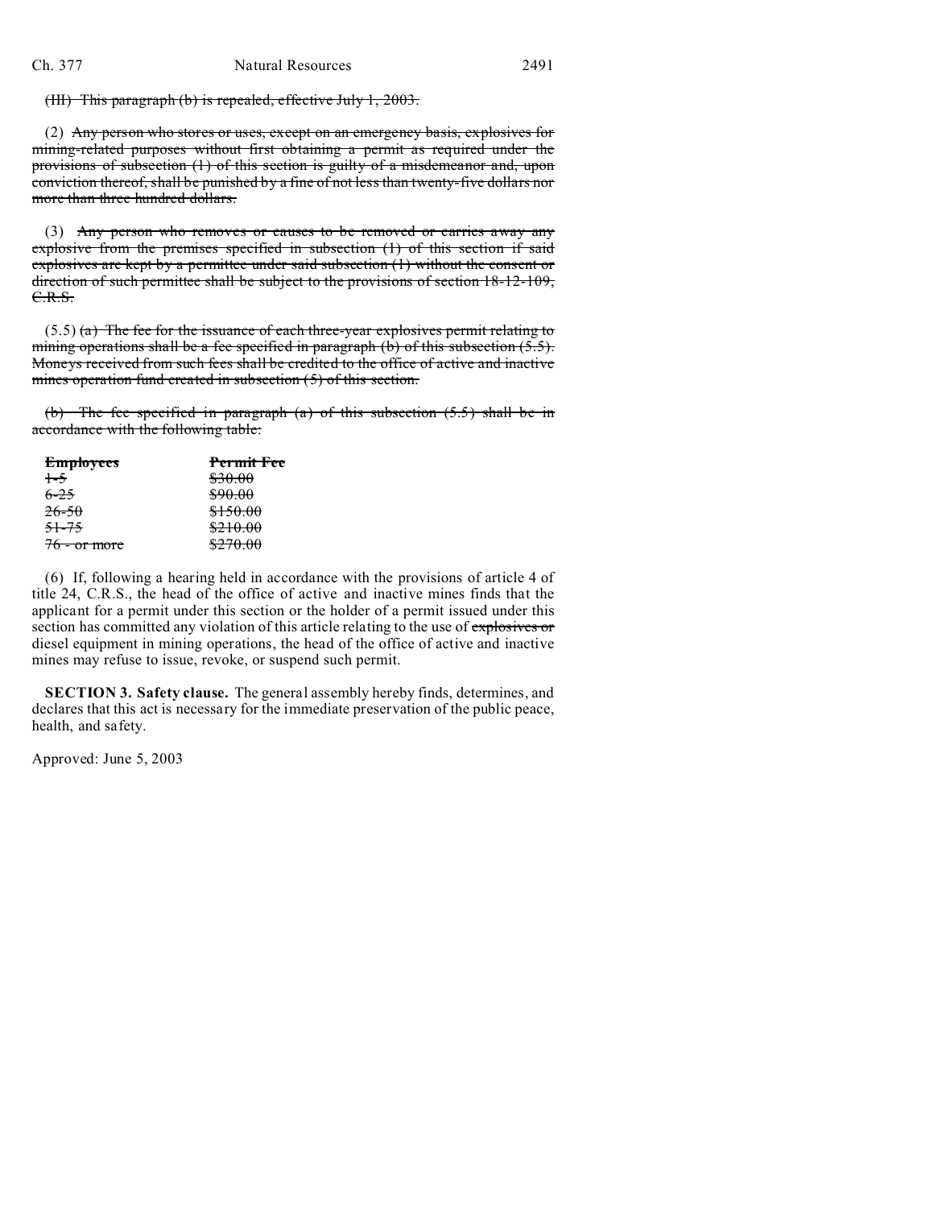~~(III) This paragraph (b) is repealed, effective July 1, 2003.~~

(2) ~~Any person who stores or uses, except on an emergency basis, explosives for mining-related purposes without first obtaining a permit as required under the provisions of subsection (1) of this section is guilty of a misdemeanor and, upon conviction thereof, shall be punished by a fine of not less than twenty-five dollars nor more than three hundred dollars.~~

(3) ~~Any person who removes or causes to be removed or carries away any explosive from the premises specified in subsection (1) of this section if said explosives are kept by a permittee under said subsection (1) without the consent or direction of such permittee shall be subject to the provisions of section 18-12-109, C.R.S.~~

(5.5) ~~(a) The fee for the issuance of each three-year explosives permit relating to mining operations shall be a fee specified in paragraph (b) of this subsection (5.5). Moneys received from such fees shall be credited to the office of active and inactive mines operation fund created in subsection (5) of this section.~~

~~(b) The fee specified in paragraph (a) of this subsection (5.5) shall be in accordance with the following table:~~

| ~~**Employees**~~ | ~~**Permit Fee**~~ |
|---|---|
| ~~1-5~~ | ~~$30.00~~ |
| ~~6-25~~ | ~~$90.00~~ |
| ~~26-50~~ | ~~$150.00~~ |
| ~~51-75~~ | ~~$210.00~~ |
| ~~76 - or more~~ | ~~$270.00~~ |

(6) If, following a hearing held in accordance with the provisions of article 4 of title 24, C.R.S., the head of the office of active and inactive mines finds that the applicant for a permit under this section or the holder of a permit issued under this section has committed any violation of this article relating to the use of ~~explosives or~~ diesel equipment in mining operations, the head of the office of active and inactive mines may refuse to issue, revoke, or suspend such permit.

**SECTION 3. Safety clause.** The general assembly hereby finds, determines, and declares that this act is necessary for the immediate preservation of the public peace, health, and safety.

Approved: June 5, 2003